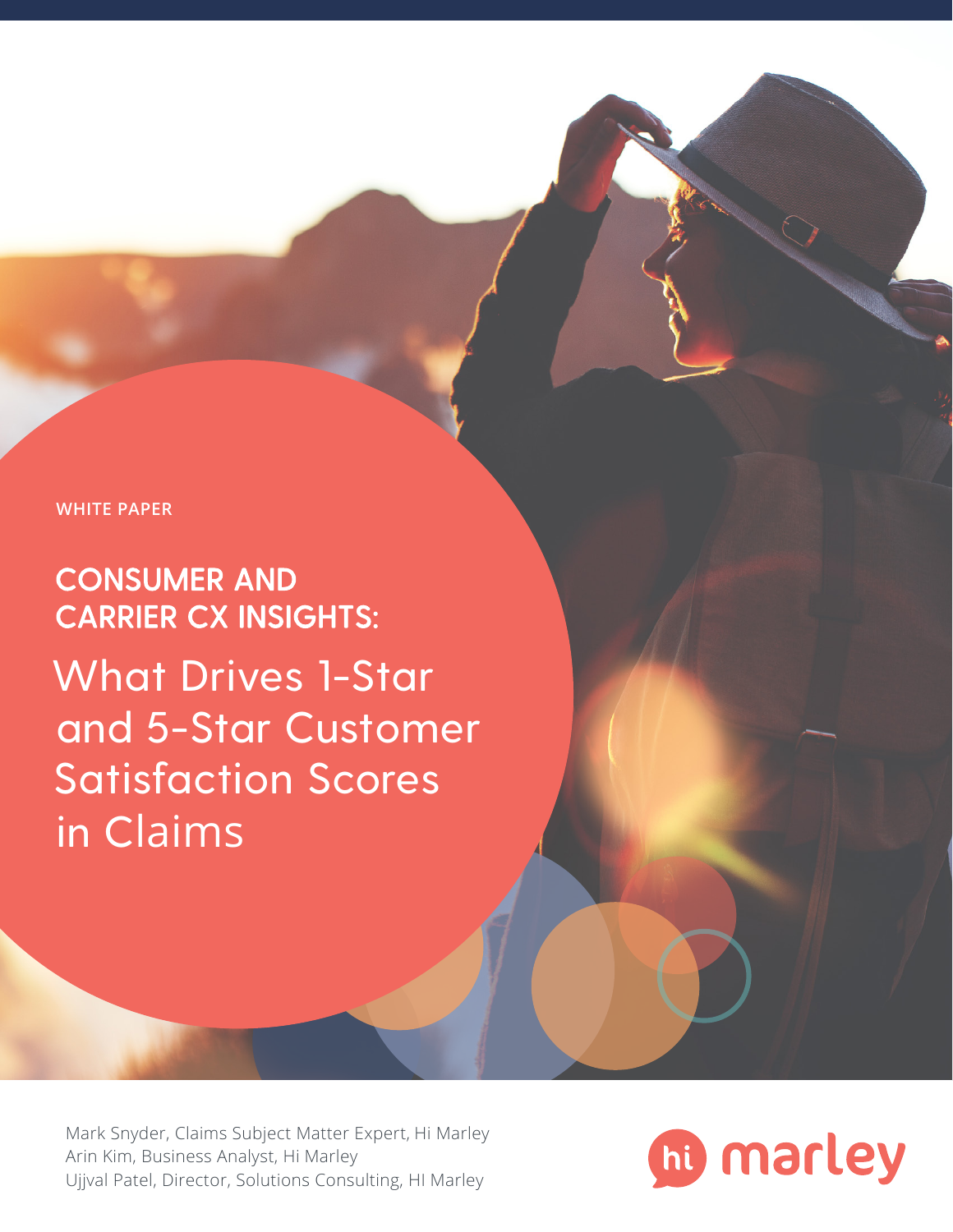WHITE PAPER

# CONSUMER AND CARRIER CX INSIGHTS: What Drives 1-Star and 5-Star Customer Satisfaction Scores in Claims

Mark Snyder, Claims Subject Matter Expert, Hi Marley
Arin Kim, Business Analyst, Hi Marley
Ujjval Patel, Director, Solutions Consulting, HI Marley

hi marley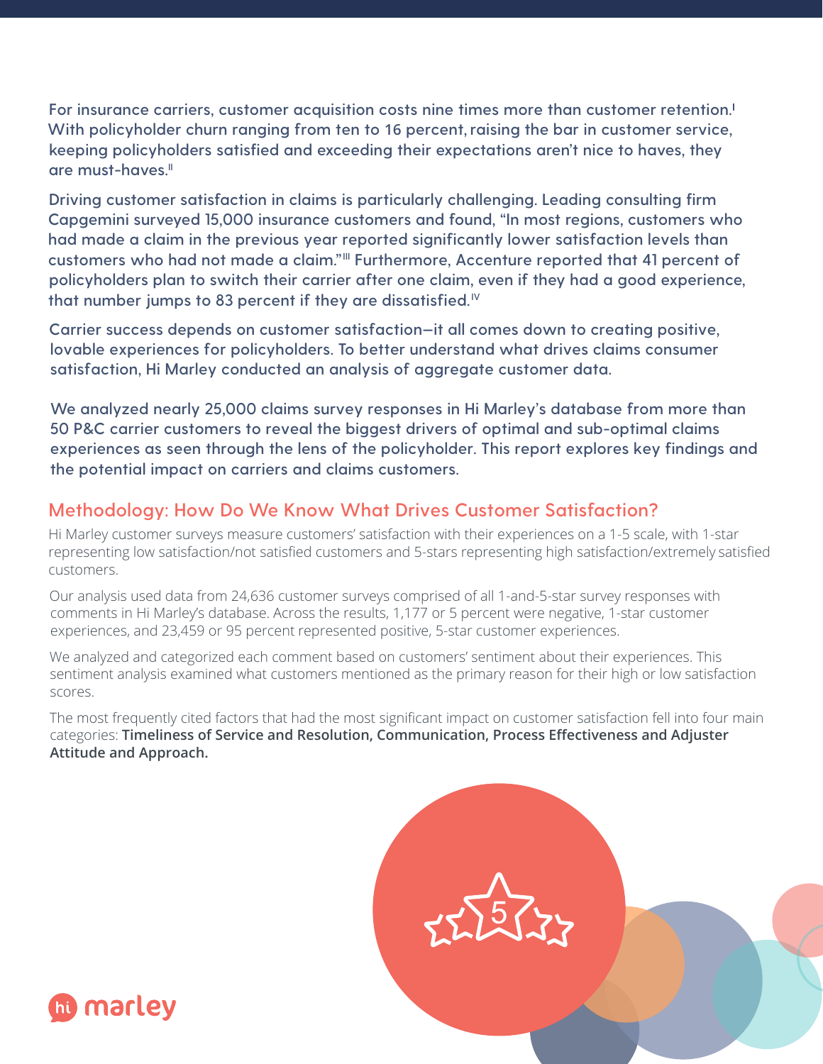For insurance carriers, customer acquisition costs nine times more than customer retention.[I] With policyholder churn ranging from ten to 16 percent, raising the bar in customer service, keeping policyholders satisfied and exceeding their expectations aren't nice to haves, they are must-haves.[II]

Driving customer satisfaction in claims is particularly challenging. Leading consulting firm Capgemini surveyed 15,000 insurance customers and found, "In most regions, customers who had made a claim in the previous year reported significantly lower satisfaction levels than customers who had not made a claim."[III] Furthermore, Accenture reported that 41 percent of policyholders plan to switch their carrier after one claim, even if they had a good experience, that number jumps to 83 percent if they are dissatisfied.[IV]

Carrier success depends on customer satisfaction—it all comes down to creating positive, lovable experiences for policyholders. To better understand what drives claims consumer satisfaction, Hi Marley conducted an analysis of aggregate customer data.

We analyzed nearly 25,000 claims survey responses in Hi Marley's database from more than 50 P&C carrier customers to reveal the biggest drivers of optimal and sub-optimal claims experiences as seen through the lens of the policyholder. This report explores key findings and the potential impact on carriers and claims customers.

## Methodology: How Do We Know What Drives Customer Satisfaction?

Hi Marley customer surveys measure customers' satisfaction with their experiences on a 1-5 scale, with 1-star representing low satisfaction/not satisfied customers and 5-stars representing high satisfaction/extremely satisfied customers.

Our analysis used data from 24,636 customer surveys comprised of all 1-and-5-star survey responses with comments in Hi Marley's database. Across the results, 1,177 or 5 percent were negative, 1-star customer experiences, and 23,459 or 95 percent represented positive, 5-star customer experiences.

We analyzed and categorized each comment based on customers' sentiment about their experiences. This sentiment analysis examined what customers mentioned as the primary reason for their high or low satisfaction scores.

The most frequently cited factors that had the most significant impact on customer satisfaction fell into four main categories: **Timeliness of Service and Resolution, Communication, Process Effectiveness and Adjuster Attitude and Approach.**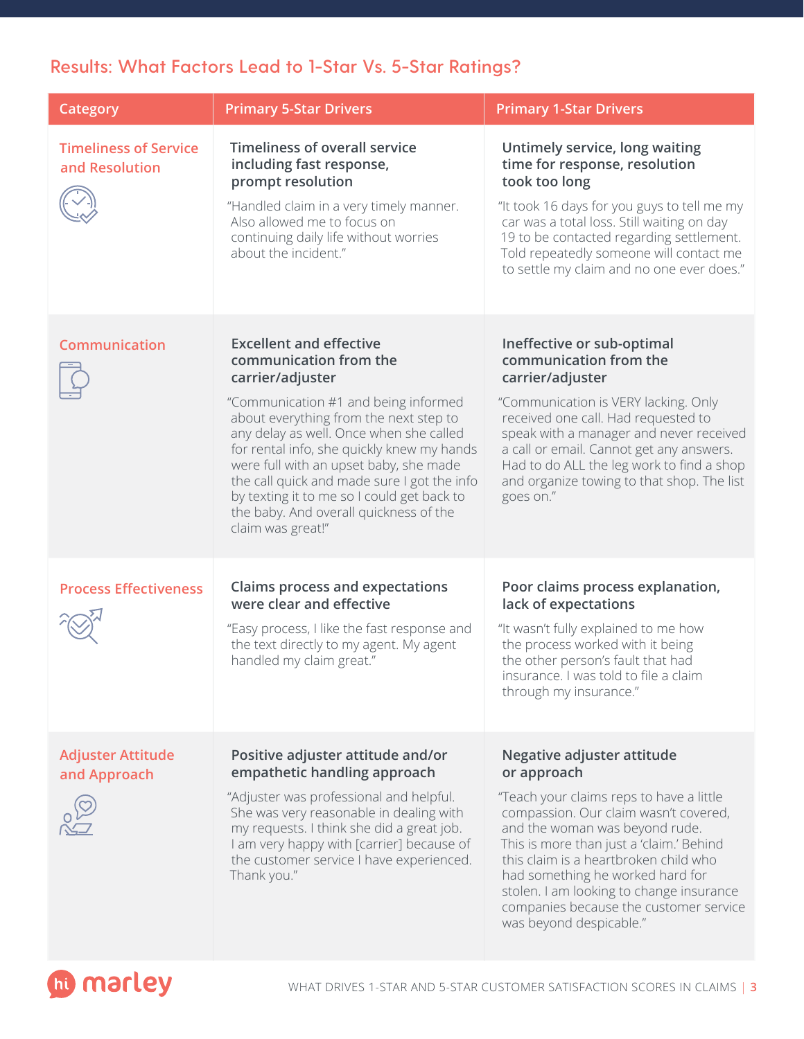## Results: What Factors Lead to 1-Star Vs. 5-Star Ratings?

| Category | Primary 5-Star Drivers | Primary 1-Star Drivers |
|---|---|---|
| Timeliness of Service and Resolution | **Timeliness of overall service including fast response, prompt resolution**<br><br>"Handled claim in a very timely manner. Also allowed me to focus on continuing daily life without worries about the incident." | **Untimely service, long waiting time for response, resolution took too long**<br><br>"It took 16 days for you guys to tell me my car was a total loss. Still waiting on day 19 to be contacted regarding settlement. Told repeatedly someone will contact me to settle my claim and no one ever does." |
| Communication | **Excellent and effective communication from the carrier/adjuster**<br><br>"Communication #1 and being informed about everything from the next step to any delay as well. Once when she called for rental info, she quickly knew my hands were full with an upset baby, she made the call quick and made sure I got the info by texting it to me so I could get back to the baby. And overall quickness of the claim was great!" | **Ineffective or sub-optimal communication from the carrier/adjuster**<br><br>"Communication is VERY lacking. Only received one call. Had requested to speak with a manager and never received a call or email. Cannot get any answers. Had to do ALL the leg work to find a shop and organize towing to that shop. The list goes on." |
| Process Effectiveness | **Claims process and expectations were clear and effective**<br><br>"Easy process, I like the fast response and the text directly to my agent. My agent handled my claim great." | **Poor claims process explanation, lack of expectations**<br><br>"It wasn't fully explained to me how the process worked with it being the other person's fault that had insurance. I was told to file a claim through my insurance." |
| Adjuster Attitude and Approach | **Positive adjuster attitude and/or empathetic handling approach**<br><br>"Adjuster was professional and helpful. She was very reasonable in dealing with my requests. I think she did a great job. I am very happy with [carrier] because of the customer service I have experienced. Thank you." | **Negative adjuster attitude or approach**<br><br>"Teach your claims reps to have a little compassion. Our claim wasn't covered, and the woman was beyond rude. This is more than just a 'claim.' Behind this claim is a heartbroken child who had something he worked hard for stolen. I am looking to change insurance companies because the customer service was beyond despicable." |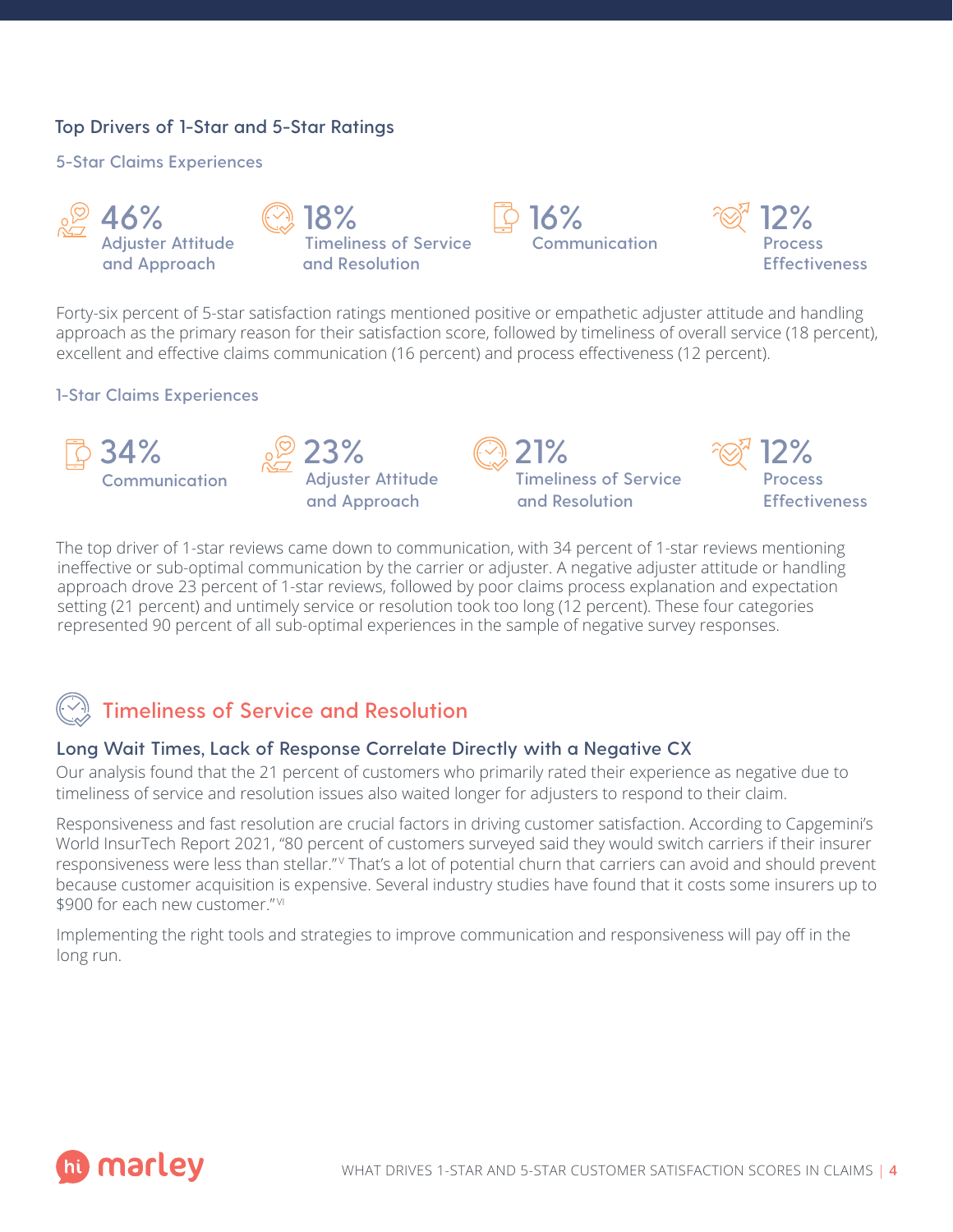## Top Drivers of 1-Star and 5-Star Ratings

### 5-Star Claims Experiences

**46%** Adjuster Attitude and Approach

**18%** Timeliness of Service and Resolution

**16%** Communication

**12%** Process Effectiveness

Forty-six percent of 5-star satisfaction ratings mentioned positive or empathetic adjuster attitude and handling approach as the primary reason for their satisfaction score, followed by timeliness of overall service (18 percent), excellent and effective claims communication (16 percent) and process effectiveness (12 percent).

### 1-Star Claims Experiences

**34%** Communication

**23%** Adjuster Attitude and Approach

**21%** Timeliness of Service and Resolution

**12%** Process Effectiveness

The top driver of 1-star reviews came down to communication, with 34 percent of 1-star reviews mentioning ineffective or sub-optimal communication by the carrier or adjuster. A negative adjuster attitude or handling approach drove 23 percent of 1-star reviews, followed by poor claims process explanation and expectation setting (21 percent) and untimely service or resolution took too long (12 percent). These four categories represented 90 percent of all sub-optimal experiences in the sample of negative survey responses.

## Timeliness of Service and Resolution

### Long Wait Times, Lack of Response Correlate Directly with a Negative CX

Our analysis found that the 21 percent of customers who primarily rated their experience as negative due to timeliness of service and resolution issues also waited longer for adjusters to respond to their claim.

Responsiveness and fast resolution are crucial factors in driving customer satisfaction. According to Capgemini's World InsurTech Report 2021, "80 percent of customers surveyed said they would switch carriers if their insurer responsiveness were less than stellar."[V] That's a lot of potential churn that carriers can avoid and should prevent because customer acquisition is expensive. Several industry studies have found that it costs some insurers up to $900 for each new customer."[VI]

Implementing the right tools and strategies to improve communication and responsiveness will pay off in the long run.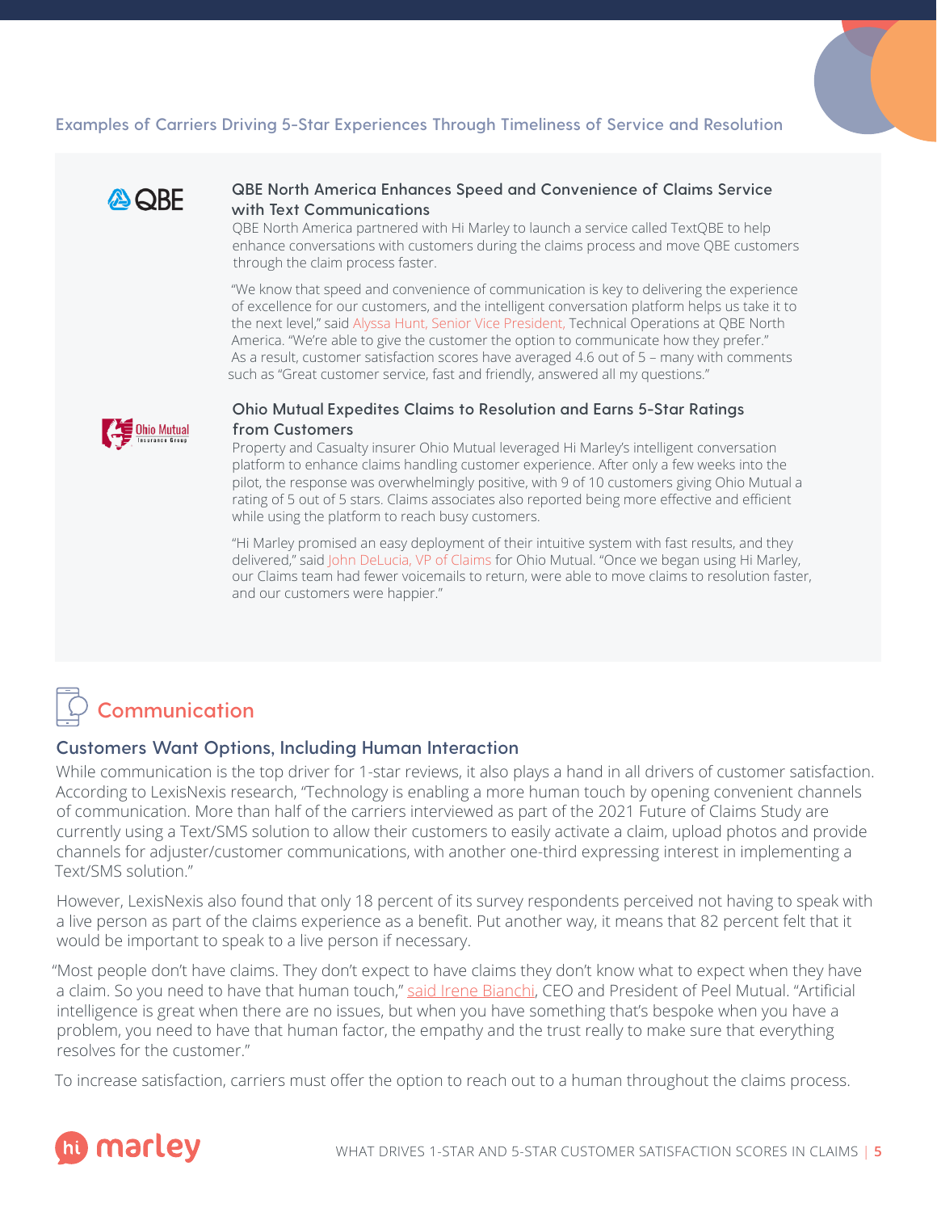## Examples of Carriers Driving 5-Star Experiences Through Timeliness of Service and Resolution

QBE

### QBE North America Enhances Speed and Convenience of Claims Service with Text Communications

QBE North America partnered with Hi Marley to launch a service called TextQBE to help enhance conversations with customers during the claims process and move QBE customers through the claim process faster.

“We know that speed and convenience of communication is key to delivering the experience of excellence for our customers, and the intelligent conversation platform helps us take it to the next level,” said Alyssa Hunt, Senior Vice President, Technical Operations at QBE North America. “We’re able to give the customer the option to communicate how they prefer.” As a result, customer satisfaction scores have averaged 4.6 out of 5 – many with comments such as “Great customer service, fast and friendly, answered all my questions.”

Ohio Mutual Insurance Group

### Ohio Mutual Expedites Claims to Resolution and Earns 5-Star Ratings from Customers

Property and Casualty insurer Ohio Mutual leveraged Hi Marley’s intelligent conversation platform to enhance claims handling customer experience. After only a few weeks into the pilot, the response was overwhelmingly positive, with 9 of 10 customers giving Ohio Mutual a rating of 5 out of 5 stars. Claims associates also reported being more effective and efficient while using the platform to reach busy customers.

“Hi Marley promised an easy deployment of their intuitive system with fast results, and they delivered,” said John DeLucia, VP of Claims for Ohio Mutual. “Once we began using Hi Marley, our Claims team had fewer voicemails to return, were able to move claims to resolution faster, and our customers were happier.”

# Communication

## Customers Want Options, Including Human Interaction

While communication is the top driver for 1-star reviews, it also plays a hand in all drivers of customer satisfaction. According to LexisNexis research, “Technology is enabling a more human touch by opening convenient channels of communication. More than half of the carriers interviewed as part of the 2021 Future of Claims Study are currently using a Text/SMS solution to allow their customers to easily activate a claim, upload photos and provide channels for adjuster/customer communications, with another one-third expressing interest in implementing a Text/SMS solution.”

However, LexisNexis also found that only 18 percent of its survey respondents perceived not having to speak with a live person as part of the claims experience as a benefit. Put another way, it means that 82 percent felt that it would be important to speak to a live person if necessary.

“Most people don’t have claims. They don’t expect to have claims they don’t know what to expect when they have a claim. So you need to have that human touch,” said Irene Bianchi, CEO and President of Peel Mutual. “Artificial intelligence is great when there are no issues, but when you have something that’s bespoke when you have a problem, you need to have that human factor, the empathy and the trust really to make sure that everything resolves for the customer.”

To increase satisfaction, carriers must offer the option to reach out to a human throughout the claims process.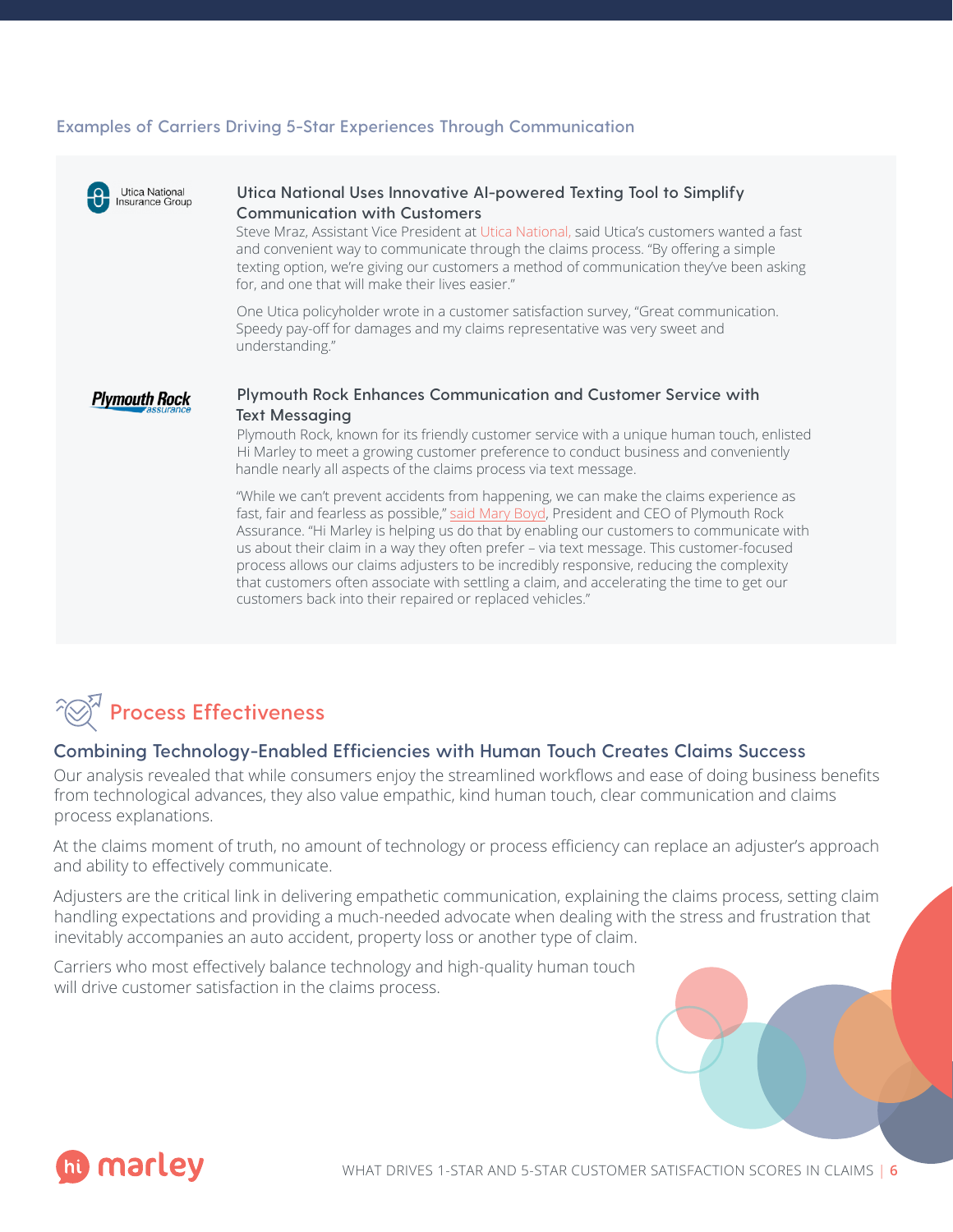## Examples of Carriers Driving 5-Star Experiences Through Communication

### Utica National Uses Innovative AI-powered Texting Tool to Simplify Communication with Customers

Steve Mraz, Assistant Vice President at Utica National, said Utica's customers wanted a fast and convenient way to communicate through the claims process. "By offering a simple texting option, we're giving our customers a method of communication they've been asking for, and one that will make their lives easier."

One Utica policyholder wrote in a customer satisfaction survey, "Great communication. Speedy pay-off for damages and my claims representative was very sweet and understanding."

### Plymouth Rock Enhances Communication and Customer Service with Text Messaging

Plymouth Rock, known for its friendly customer service with a unique human touch, enlisted Hi Marley to meet a growing customer preference to conduct business and conveniently handle nearly all aspects of the claims process via text message.

"While we can't prevent accidents from happening, we can make the claims experience as fast, fair and fearless as possible," said Mary Boyd, President and CEO of Plymouth Rock Assurance. "Hi Marley is helping us do that by enabling our customers to communicate with us about their claim in a way they often prefer – via text message. This customer-focused process allows our claims adjusters to be incredibly responsive, reducing the complexity that customers often associate with settling a claim, and accelerating the time to get our customers back into their repaired or replaced vehicles."

# Process Effectiveness

## Combining Technology-Enabled Efficiencies with Human Touch Creates Claims Success

Our analysis revealed that while consumers enjoy the streamlined workflows and ease of doing business benefits from technological advances, they also value empathic, kind human touch, clear communication and claims process explanations.

At the claims moment of truth, no amount of technology or process efficiency can replace an adjuster's approach and ability to effectively communicate.

Adjusters are the critical link in delivering empathetic communication, explaining the claims process, setting claim handling expectations and providing a much-needed advocate when dealing with the stress and frustration that inevitably accompanies an auto accident, property loss or another type of claim.

Carriers who most effectively balance technology and high-quality human touch will drive customer satisfaction in the claims process.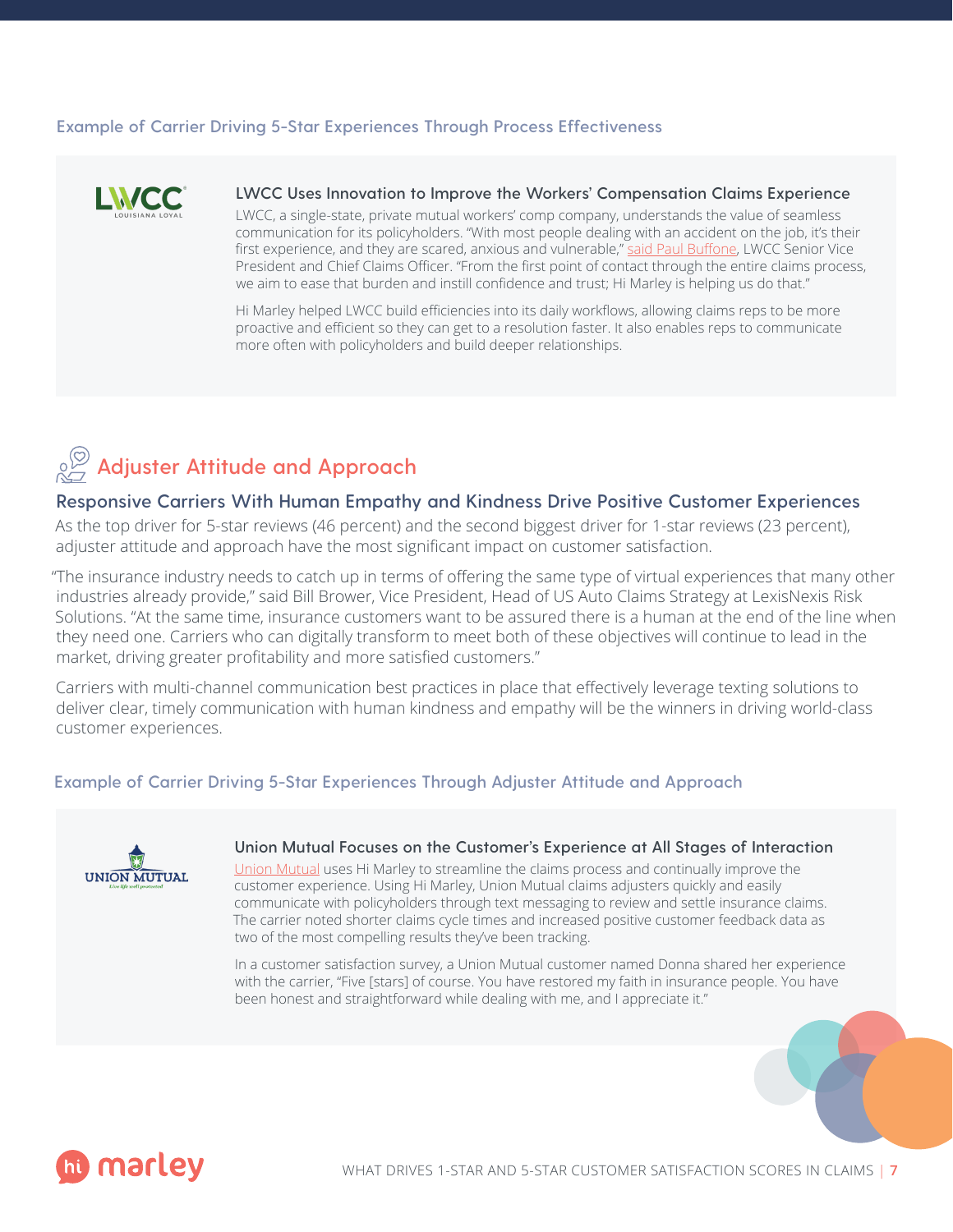### Example of Carrier Driving 5-Star Experiences Through Process Effectiveness

LWCC
LOUISIANA LOYAL

**LWCC Uses Innovation to Improve the Workers' Compensation Claims Experience**

LWCC, a single-state, private mutual workers' comp company, understands the value of seamless communication for its policyholders. "With most people dealing with an accident on the job, it's their first experience, and they are scared, anxious and vulnerable," said Paul Buffone, LWCC Senior Vice President and Chief Claims Officer. "From the first point of contact through the entire claims process, we aim to ease that burden and instill confidence and trust; Hi Marley is helping us do that."

Hi Marley helped LWCC build efficiencies into its daily workflows, allowing claims reps to be more proactive and efficient so they can get to a resolution faster. It also enables reps to communicate more often with policyholders and build deeper relationships.

## Adjuster Attitude and Approach

### Responsive Carriers With Human Empathy and Kindness Drive Positive Customer Experiences

As the top driver for 5-star reviews (46 percent) and the second biggest driver for 1-star reviews (23 percent), adjuster attitude and approach have the most significant impact on customer satisfaction.

"The insurance industry needs to catch up in terms of offering the same type of virtual experiences that many other industries already provide," said Bill Brower, Vice President, Head of US Auto Claims Strategy at LexisNexis Risk Solutions. "At the same time, insurance customers want to be assured there is a human at the end of the line when they need one. Carriers who can digitally transform to meet both of these objectives will continue to lead in the market, driving greater profitability and more satisfied customers."

Carriers with multi-channel communication best practices in place that effectively leverage texting solutions to deliver clear, timely communication with human kindness and empathy will be the winners in driving world-class customer experiences.

### Example of Carrier Driving 5-Star Experiences Through Adjuster Attitude and Approach

UNION MUTUAL
*Live life well protected*

**Union Mutual Focuses on the Customer's Experience at All Stages of Interaction**

Union Mutual uses Hi Marley to streamline the claims process and continually improve the customer experience. Using Hi Marley, Union Mutual claims adjusters quickly and easily communicate with policyholders through text messaging to review and settle insurance claims. The carrier noted shorter claims cycle times and increased positive customer feedback data as two of the most compelling results they've been tracking.

In a customer satisfaction survey, a Union Mutual customer named Donna shared her experience with the carrier, "Five [stars] of course. You have restored my faith in insurance people. You have been honest and straightforward while dealing with me, and I appreciate it."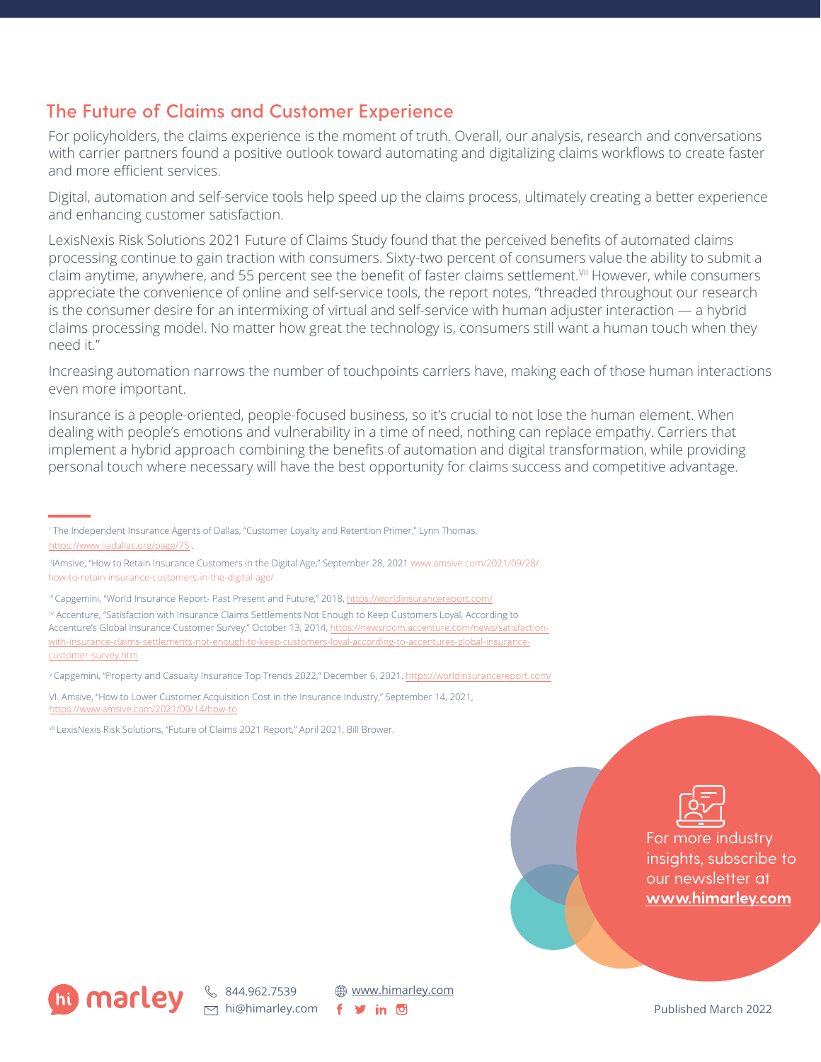## The Future of Claims and Customer Experience

For policyholders, the claims experience is the moment of truth. Overall, our analysis, research and conversations with carrier partners found a positive outlook toward automating and digitalizing claims workflows to create faster and more efficient services.

Digital, automation and self-service tools help speed up the claims process, ultimately creating a better experience and enhancing customer satisfaction.

LexisNexis Risk Solutions 2021 Future of Claims Study found that the perceived benefits of automated claims processing continue to gain traction with consumers. Sixty-two percent of consumers value the ability to submit a claim anytime, anywhere, and 55 percent see the benefit of faster claims settlement.[VII] However, while consumers appreciate the convenience of online and self-service tools, the report notes, "threaded throughout our research is the consumer desire for an intermixing of virtual and self-service with human adjuster interaction — a hybrid claims processing model. No matter how great the technology is, consumers still want a human touch when they need it."

Increasing automation narrows the number of touchpoints carriers have, making each of those human interactions even more important.

Insurance is a people-oriented, people-focused business, so it's crucial to not lose the human element. When dealing with people's emotions and vulnerability in a time of need, nothing can replace empathy. Carriers that implement a hybrid approach combining the benefits of automation and digital transformation, while providing personal touch where necessary will have the best opportunity for claims success and competitive advantage.

---

[I] The Independent Insurance Agents of Dallas, "Customer Loyalty and Retention Primer," Lynn Thomas, https://www.iiadallas.org/page/75 .

[II] IAmsive, "How to Retain Insurance Customers in the Digital Age," September 28, 2021 www.amsive.com/2021/09/28/how-to-retain-insurance-customers-in-the-digital-age/

[III] Capgemini, "World Insurance Report- Past Present and Future," 2018, https://worldinsurancereport.com/

[IV] Accenture, "Satisfaction with Insurance Claims Settlements Not Enough to Keep Customers Loyal, According to Accenture's Global Insurance Customer Survey," October 13, 2014, https://newsroom.accenture.com/news/satisfaction-with-insurance-claims-settlements-not-enough-to-keep-customers-loyal-according-to-accentures-global-insurance-customer-survey.htm

[V] Capgemini, "Property and Casualty Insurance Top Trends 2022," December 6, 2021. https://worldinsurancereport.com/

VI. Amsive, "How to Lower Customer Acquisition Cost in the Insurance Industry," September 14, 2021, https://www.amsive.com/2021/09/14/how-to

[VII] LexisNexis Risk Solutions, "Future of Claims 2021 Report," April 2021, Bill Brower.

For more industry insights, subscribe to our newsletter at **www.himarley.com**

hi marley

844.962.7539
hi@himarley.com
www.himarley.com

Published March 2022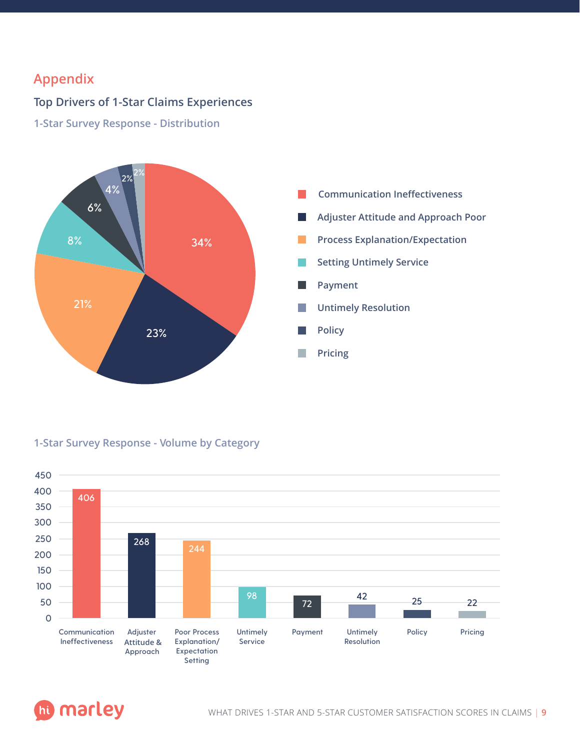## Appendix

### Top Drivers of 1-Star Claims Experiences

#### 1-Star Survey Response - Distribution

| Category | Share |
|---|---|
| Communication Ineffectiveness | 34% |
| Adjuster Attitude and Approach Poor | 23% |
| Process Explanation/Expectation | 21% |
| Setting Untimely Service | 8% |
| Payment | 6% |
| Untimely Resolution | 4% |
| Policy | 2% |
| Pricing | 2% |

#### 1-Star Survey Response - Volume by Category

| Category | Volume |
|---|---|
| Communication Ineffectiveness | 406 |
| Adjuster Attitude & Approach | 268 |
| Poor Process Explanation/ Expectation Setting | 244 |
| Untimely Service | 98 |
| Payment | 72 |
| Untimely Resolution | 42 |
| Policy | 25 |
| Pricing | 22 |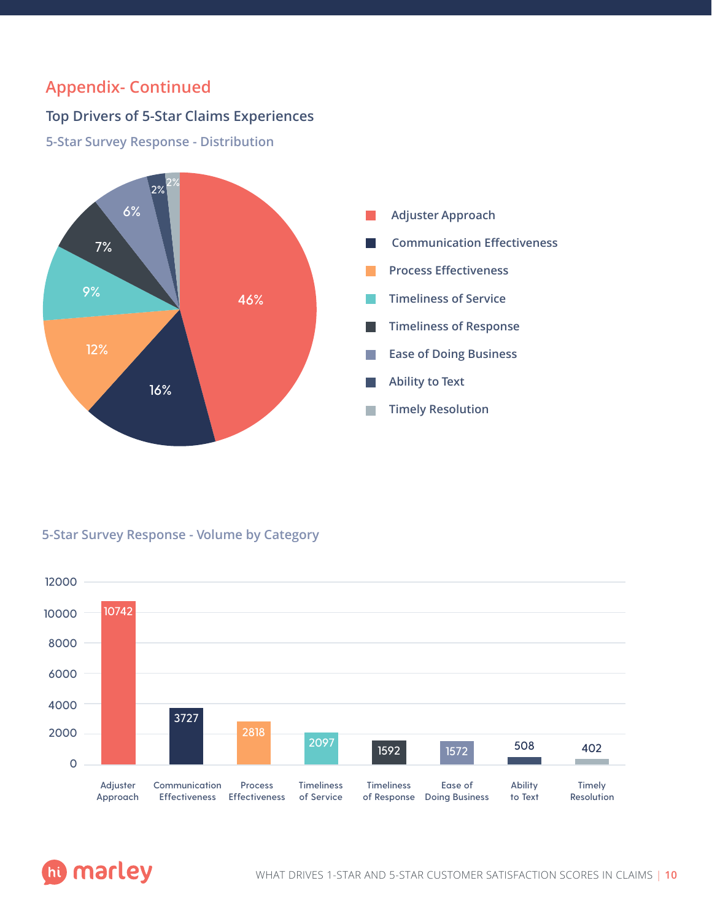## Appendix- Continued

### Top Drivers of 5-Star Claims Experiences

5-Star Survey Response - Distribution

46%
16%
12%
9%
7%
6%
2%
2%

Adjuster Approach
Communication Effectiveness
Process Effectiveness
Timeliness of Service
Timeliness of Response
Ease of Doing Business
Ability to Text
Timely Resolution

5-Star Survey Response - Volume by Category

12000
10000
8000
6000
4000
2000
0

10742
3727
2818
2097
1592
1572
508
402

Adjuster Approach
Communication Effectiveness
Process Effectiveness
Timeliness of Service
Timeliness of Response
Ease of Doing Business
Ability to Text
Timely Resolution